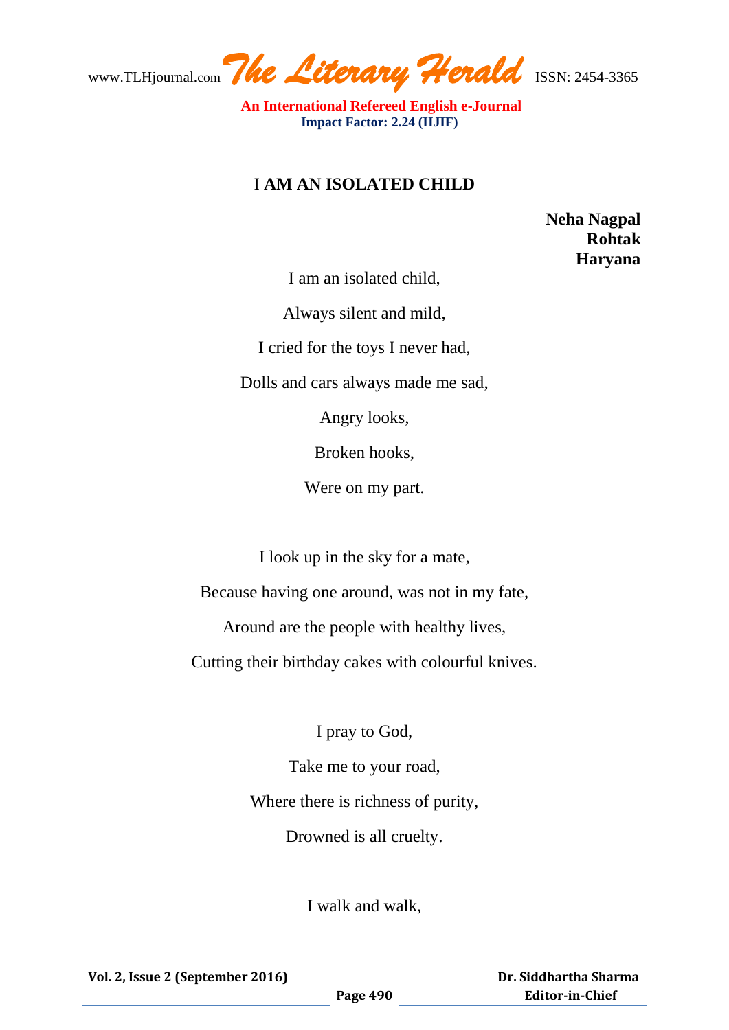# I AM AN ISOLATED CHILD

**Neha Nagpal**
**Rohtak**
**Haryana**

I am an isolated child,

Always silent and mild,

I cried for the toys I never had,

Dolls and cars always made me sad,

Angry looks,

Broken hooks,

Were on my part.

I look up in the sky for a mate,

Because having one around, was not in my fate,

Around are the people with healthy lives,

Cutting their birthday cakes with colourful knives.

I pray to God,

Take me to your road,

Where there is richness of purity,

Drowned is all cruelty.

I walk and walk,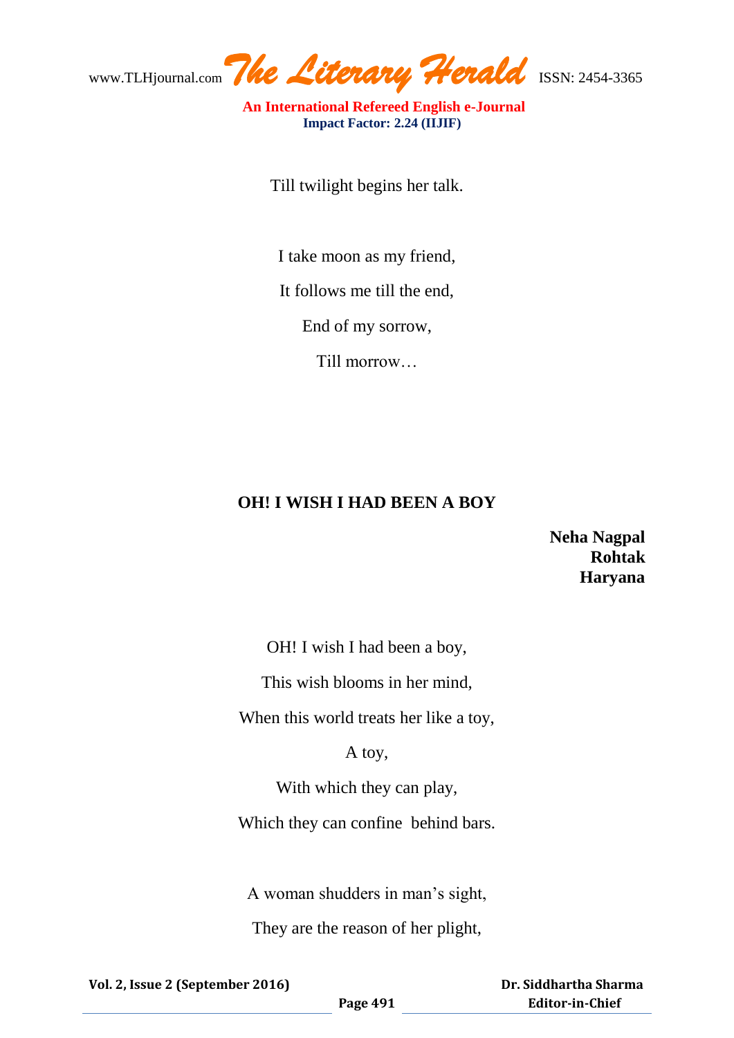Till twilight begins her talk.

I take moon as my friend,

It follows me till the end,

End of my sorrow,

Till morrow…

## OH! I WISH I HAD BEEN A BOY

**Neha Nagpal**
**Rohtak**
**Haryana**

OH! I wish I had been a boy,

This wish blooms in her mind,

When this world treats her like a toy,

A toy,

With which they can play,

Which they can confine behind bars.

A woman shudders in man's sight,

They are the reason of her plight,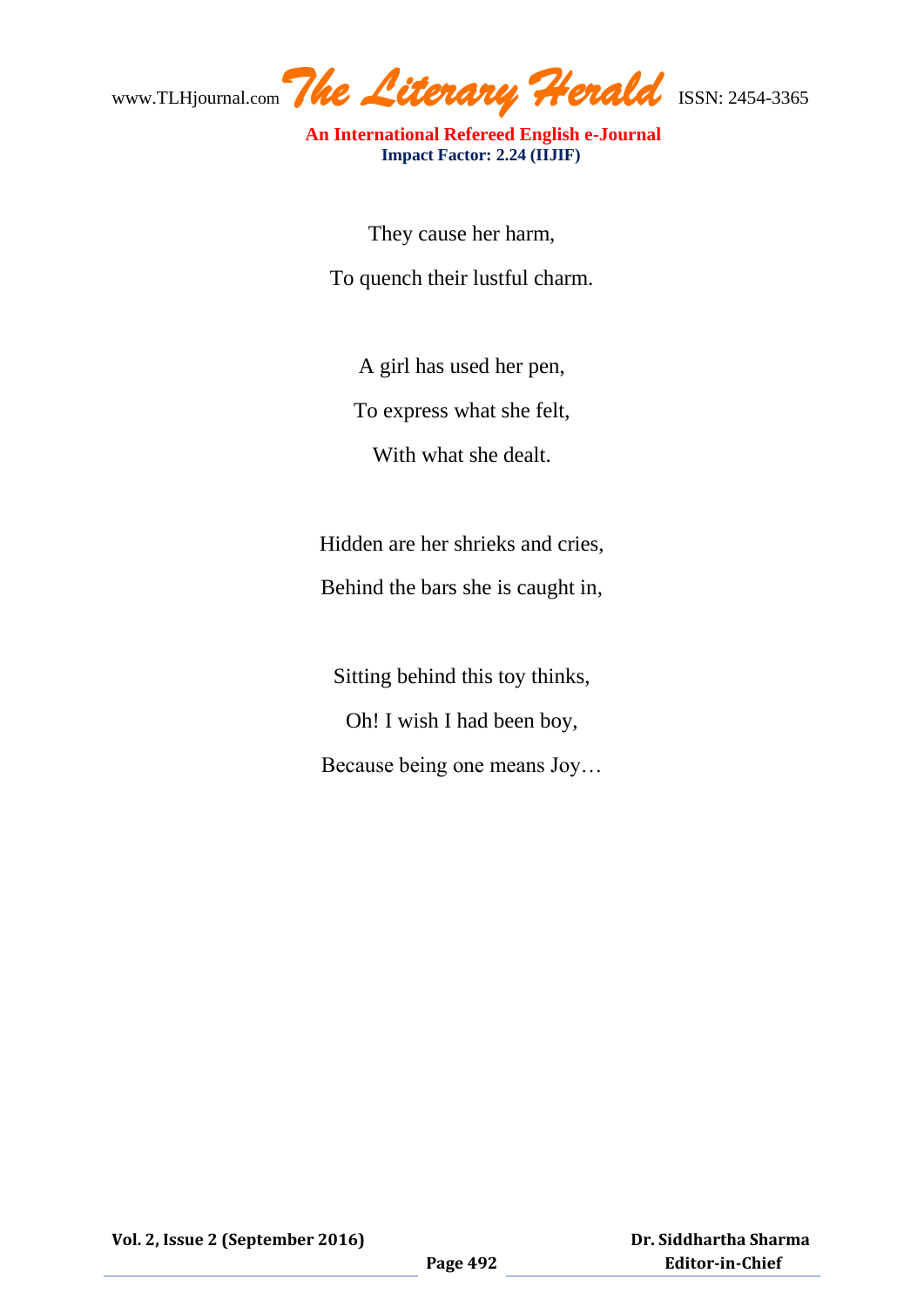They cause her harm,

To quench their lustful charm.

A girl has used her pen,

To express what she felt,

With what she dealt.

Hidden are her shrieks and cries,

Behind the bars she is caught in,

Sitting behind this toy thinks,

Oh! I wish I had been boy,

Because being one means Joy…